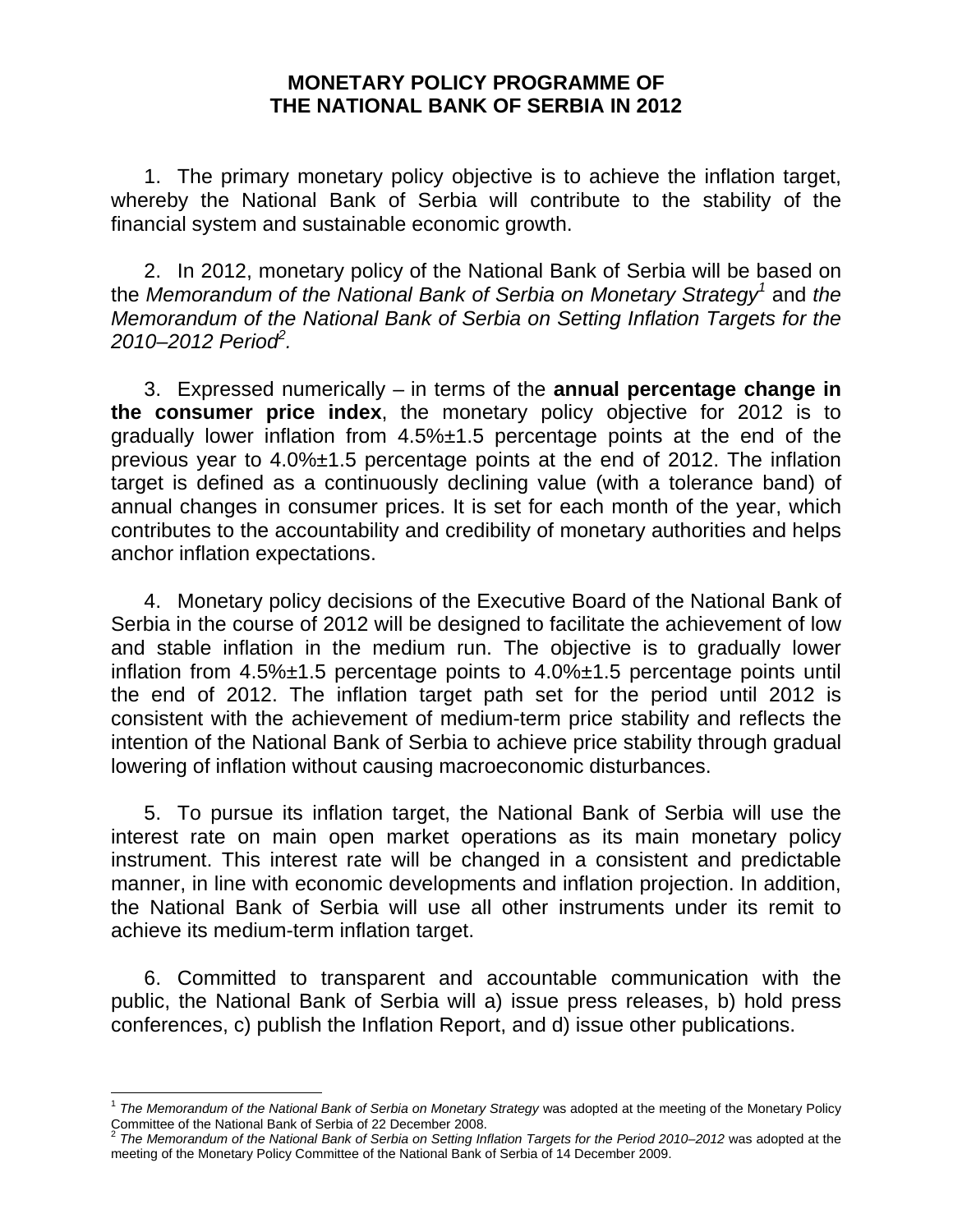# MONETARY POLICY PROGRAMME OF THE NATIONAL BANK OF SERBIA IN 2012

1. The primary monetary policy objective is to achieve the inflation target, whereby the National Bank of Serbia will contribute to the stability of the financial system and sustainable economic growth.

2. In 2012, monetary policy of the National Bank of Serbia will be based on the *Memorandum of the National Bank of Serbia on Monetary Strategy*[1] and *the Memorandum of the National Bank of Serbia on Setting Inflation Targets for the 2010–2012 Period*[2].

3. Expressed numerically – in terms of the **annual percentage change in the consumer price index**, the monetary policy objective for 2012 is to gradually lower inflation from 4.5%±1.5 percentage points at the end of the previous year to 4.0%±1.5 percentage points at the end of 2012. The inflation target is defined as a continuously declining value (with a tolerance band) of annual changes in consumer prices. It is set for each month of the year, which contributes to the accountability and credibility of monetary authorities and helps anchor inflation expectations.

4. Monetary policy decisions of the Executive Board of the National Bank of Serbia in the course of 2012 will be designed to facilitate the achievement of low and stable inflation in the medium run. The objective is to gradually lower inflation from 4.5%±1.5 percentage points to 4.0%±1.5 percentage points until the end of 2012. The inflation target path set for the period until 2012 is consistent with the achievement of medium-term price stability and reflects the intention of the National Bank of Serbia to achieve price stability through gradual lowering of inflation without causing macroeconomic disturbances.

5. To pursue its inflation target, the National Bank of Serbia will use the interest rate on main open market operations as its main monetary policy instrument. This interest rate will be changed in a consistent and predictable manner, in line with economic developments and inflation projection. In addition, the National Bank of Serbia will use all other instruments under its remit to achieve its medium-term inflation target.

6. Committed to transparent and accountable communication with the public, the National Bank of Serbia will a) issue press releases, b) hold press conferences, c) publish the Inflation Report, and d) issue other publications.

---

[1] *The Memorandum of the National Bank of Serbia on Monetary Strategy* was adopted at the meeting of the Monetary Policy Committee of the National Bank of Serbia of 22 December 2008.

[2] *The Memorandum of the National Bank of Serbia on Setting Inflation Targets for the Period 2010–2012* was adopted at the meeting of the Monetary Policy Committee of the National Bank of Serbia of 14 December 2009.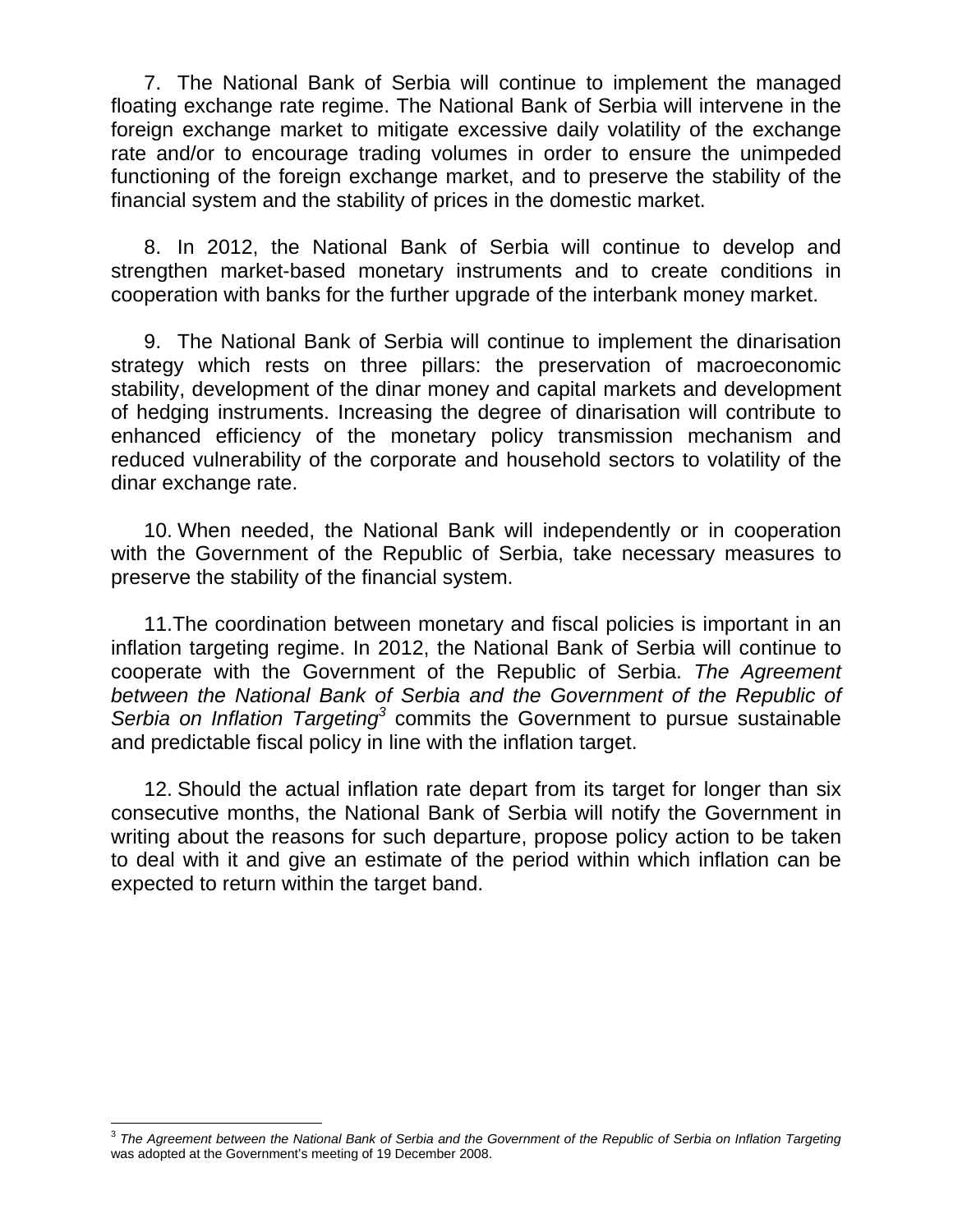7. The National Bank of Serbia will continue to implement the managed floating exchange rate regime. The National Bank of Serbia will intervene in the foreign exchange market to mitigate excessive daily volatility of the exchange rate and/or to encourage trading volumes in order to ensure the unimpeded functioning of the foreign exchange market, and to preserve the stability of the financial system and the stability of prices in the domestic market.

8. In 2012, the National Bank of Serbia will continue to develop and strengthen market-based monetary instruments and to create conditions in cooperation with banks for the further upgrade of the interbank money market.

9. The National Bank of Serbia will continue to implement the dinarisation strategy which rests on three pillars: the preservation of macroeconomic stability, development of the dinar money and capital markets and development of hedging instruments. Increasing the degree of dinarisation will contribute to enhanced efficiency of the monetary policy transmission mechanism and reduced vulnerability of the corporate and household sectors to volatility of the dinar exchange rate.

10. When needed, the National Bank will independently or in cooperation with the Government of the Republic of Serbia, take necessary measures to preserve the stability of the financial system.

11. The coordination between monetary and fiscal policies is important in an inflation targeting regime. In 2012, the National Bank of Serbia will continue to cooperate with the Government of the Republic of Serbia. *The Agreement between the National Bank of Serbia and the Government of the Republic of Serbia on Inflation Targeting*[3] commits the Government to pursue sustainable and predictable fiscal policy in line with the inflation target.

12. Should the actual inflation rate depart from its target for longer than six consecutive months, the National Bank of Serbia will notify the Government in writing about the reasons for such departure, propose policy action to be taken to deal with it and give an estimate of the period within which inflation can be expected to return within the target band.

---

[3] *The Agreement between the National Bank of Serbia and the Government of the Republic of Serbia on Inflation Targeting* was adopted at the Government's meeting of 19 December 2008.